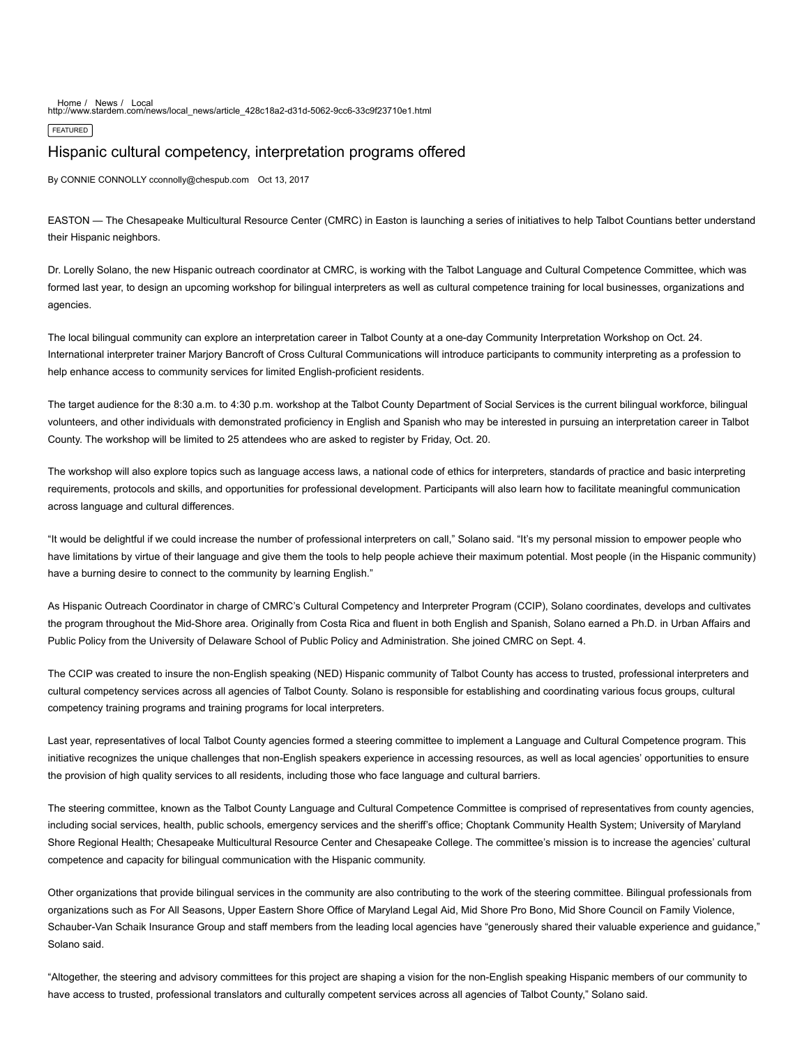Home / News / Local
http://www.stardem.com/news/local_news/article_428c18a2-d31d-5062-9cc6-33c9f23710e1.html

FEATURED

# Hispanic cultural competency, interpretation programs offered

By CONNIE CONNOLLY cconnolly@chespub.com Oct 13, 2017

EASTON — The Chesapeake Multicultural Resource Center (CMRC) in Easton is launching a series of initiatives to help Talbot Countians better understand their Hispanic neighbors.

Dr. Lorelly Solano, the new Hispanic outreach coordinator at CMRC, is working with the Talbot Language and Cultural Competence Committee, which was formed last year, to design an upcoming workshop for bilingual interpreters as well as cultural competence training for local businesses, organizations and agencies.

The local bilingual community can explore an interpretation career in Talbot County at a one-day Community Interpretation Workshop on Oct. 24. International interpreter trainer Marjory Bancroft of Cross Cultural Communications will introduce participants to community interpreting as a profession to help enhance access to community services for limited English-proficient residents.

The target audience for the 8:30 a.m. to 4:30 p.m. workshop at the Talbot County Department of Social Services is the current bilingual workforce, bilingual volunteers, and other individuals with demonstrated proficiency in English and Spanish who may be interested in pursuing an interpretation career in Talbot County. The workshop will be limited to 25 attendees who are asked to register by Friday, Oct. 20.

The workshop will also explore topics such as language access laws, a national code of ethics for interpreters, standards of practice and basic interpreting requirements, protocols and skills, and opportunities for professional development. Participants will also learn how to facilitate meaningful communication across language and cultural differences.

"It would be delightful if we could increase the number of professional interpreters on call," Solano said. "It's my personal mission to empower people who have limitations by virtue of their language and give them the tools to help people achieve their maximum potential. Most people (in the Hispanic community) have a burning desire to connect to the community by learning English."

As Hispanic Outreach Coordinator in charge of CMRC's Cultural Competency and Interpreter Program (CCIP), Solano coordinates, develops and cultivates the program throughout the Mid-Shore area. Originally from Costa Rica and fluent in both English and Spanish, Solano earned a Ph.D. in Urban Affairs and Public Policy from the University of Delaware School of Public Policy and Administration. She joined CMRC on Sept. 4.

The CCIP was created to insure the non-English speaking (NED) Hispanic community of Talbot County has access to trusted, professional interpreters and cultural competency services across all agencies of Talbot County. Solano is responsible for establishing and coordinating various focus groups, cultural competency training programs and training programs for local interpreters.

Last year, representatives of local Talbot County agencies formed a steering committee to implement a Language and Cultural Competence program. This initiative recognizes the unique challenges that non-English speakers experience in accessing resources, as well as local agencies' opportunities to ensure the provision of high quality services to all residents, including those who face language and cultural barriers.

The steering committee, known as the Talbot County Language and Cultural Competence Committee is comprised of representatives from county agencies, including social services, health, public schools, emergency services and the sheriff's office; Choptank Community Health System; University of Maryland Shore Regional Health; Chesapeake Multicultural Resource Center and Chesapeake College. The committee's mission is to increase the agencies' cultural competence and capacity for bilingual communication with the Hispanic community.

Other organizations that provide bilingual services in the community are also contributing to the work of the steering committee. Bilingual professionals from organizations such as For All Seasons, Upper Eastern Shore Office of Maryland Legal Aid, Mid Shore Pro Bono, Mid Shore Council on Family Violence, Schauber-Van Schaik Insurance Group and staff members from the leading local agencies have "generously shared their valuable experience and guidance," Solano said.

"Altogether, the steering and advisory committees for this project are shaping a vision for the non-English speaking Hispanic members of our community to have access to trusted, professional translators and culturally competent services across all agencies of Talbot County," Solano said.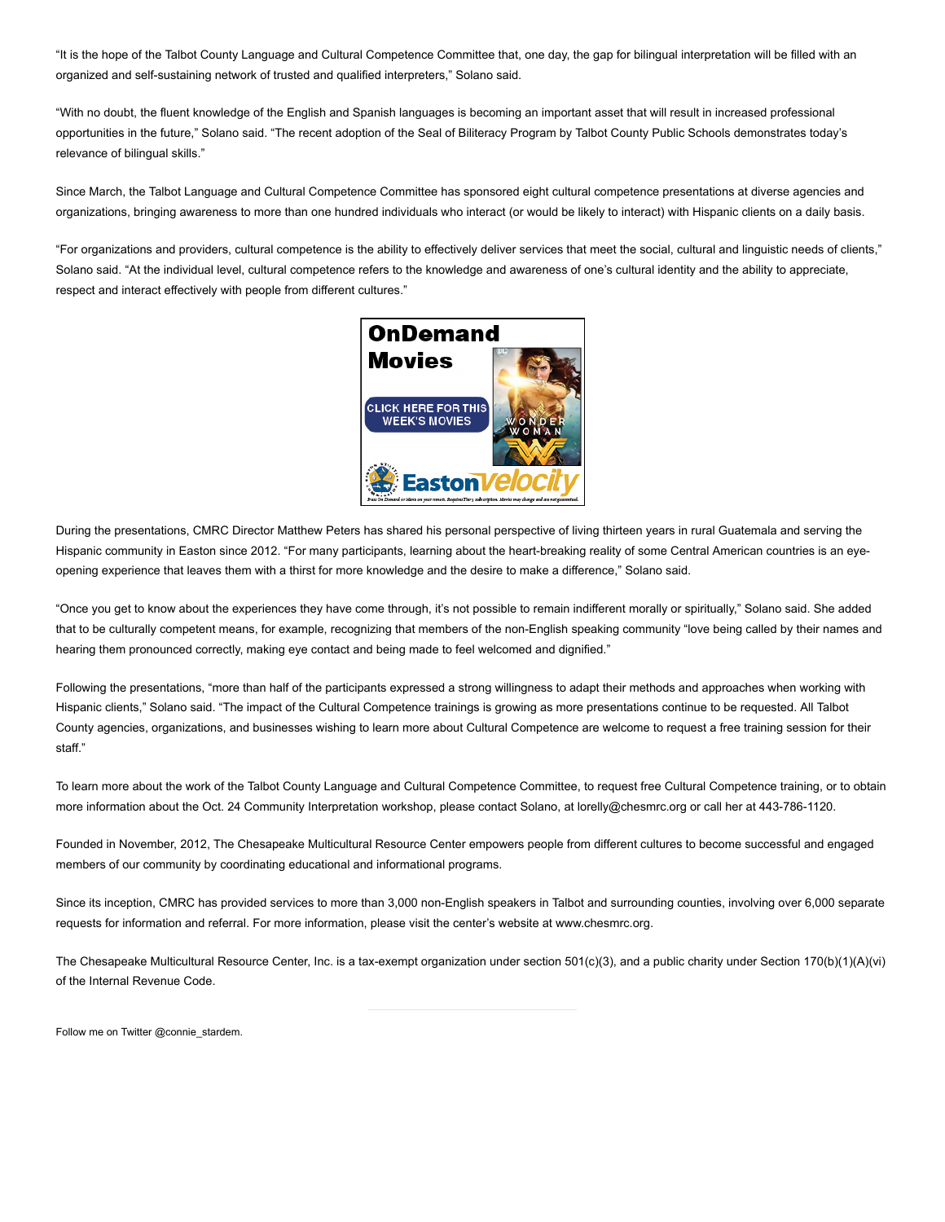"It is the hope of the Talbot County Language and Cultural Competence Committee that, one day, the gap for bilingual interpretation will be filled with an organized and self-sustaining network of trusted and qualified interpreters," Solano said.

"With no doubt, the fluent knowledge of the English and Spanish languages is becoming an important asset that will result in increased professional opportunities in the future," Solano said. "The recent adoption of the Seal of Biliteracy Program by Talbot County Public Schools demonstrates today's relevance of bilingual skills."

Since March, the Talbot Language and Cultural Competence Committee has sponsored eight cultural competence presentations at diverse agencies and organizations, bringing awareness to more than one hundred individuals who interact (or would be likely to interact) with Hispanic clients on a daily basis.

"For organizations and providers, cultural competence is the ability to effectively deliver services that meet the social, cultural and linguistic needs of clients," Solano said. "At the individual level, cultural competence refers to the knowledge and awareness of one's cultural identity and the ability to appreciate, respect and interact effectively with people from different cultures."

During the presentations, CMRC Director Matthew Peters has shared his personal perspective of living thirteen years in rural Guatemala and serving the Hispanic community in Easton since 2012. "For many participants, learning about the heart-breaking reality of some Central American countries is an eye-opening experience that leaves them with a thirst for more knowledge and the desire to make a difference," Solano said.

"Once you get to know about the experiences they have come through, it's not possible to remain indifferent morally or spiritually," Solano said. She added that to be culturally competent means, for example, recognizing that members of the non-English speaking community "love being called by their names and hearing them pronounced correctly, making eye contact and being made to feel welcomed and dignified."

Following the presentations, "more than half of the participants expressed a strong willingness to adapt their methods and approaches when working with Hispanic clients," Solano said. "The impact of the Cultural Competence trainings is growing as more presentations continue to be requested. All Talbot County agencies, organizations, and businesses wishing to learn more about Cultural Competence are welcome to request a free training session for their staff."

To learn more about the work of the Talbot County Language and Cultural Competence Committee, to request free Cultural Competence training, or to obtain more information about the Oct. 24 Community Interpretation workshop, please contact Solano, at lorelly@chesmrc.org or call her at 443-786-1120.

Founded in November, 2012, The Chesapeake Multicultural Resource Center empowers people from different cultures to become successful and engaged members of our community by coordinating educational and informational programs.

Since its inception, CMRC has provided services to more than 3,000 non-English speakers in Talbot and surrounding counties, involving over 6,000 separate requests for information and referral. For more information, please visit the center's website at www.chesmrc.org.

The Chesapeake Multicultural Resource Center, Inc. is a tax-exempt organization under section 501(c)(3), and a public charity under Section 170(b)(1)(A)(vi) of the Internal Revenue Code.

Follow me on Twitter @connie_stardem.